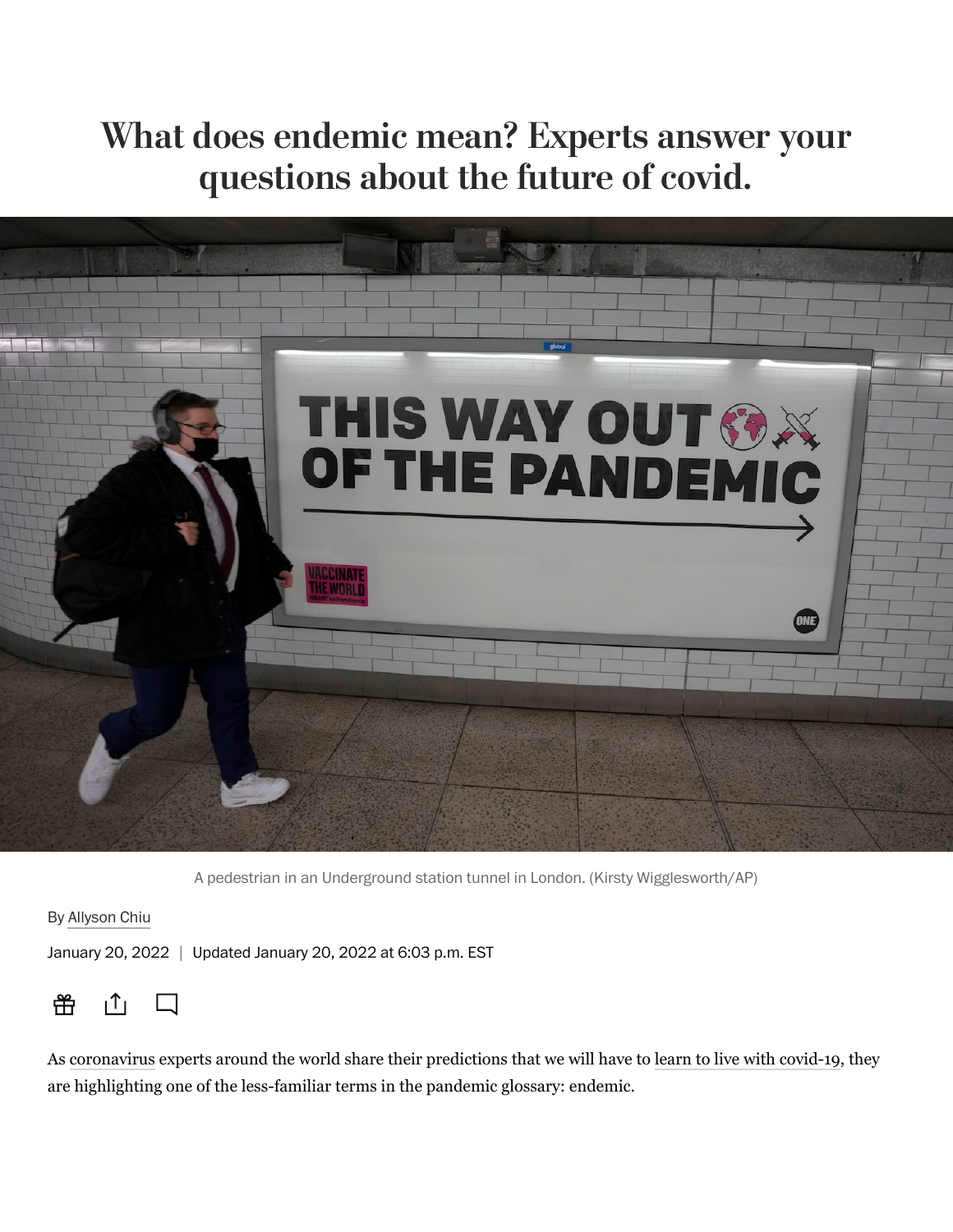# What does endemic mean? Experts answer your questions about the future of covid.

A pedestrian in an Underground station tunnel in London. (Kirsty Wigglesworth/AP)

By Allyson Chiu

January 20, 2022 | Updated January 20, 2022 at 6:03 p.m. EST

As coronavirus experts around the world share their predictions that we will have to learn to live with covid-19, they are highlighting one of the less-familiar terms in the pandemic glossary: endemic.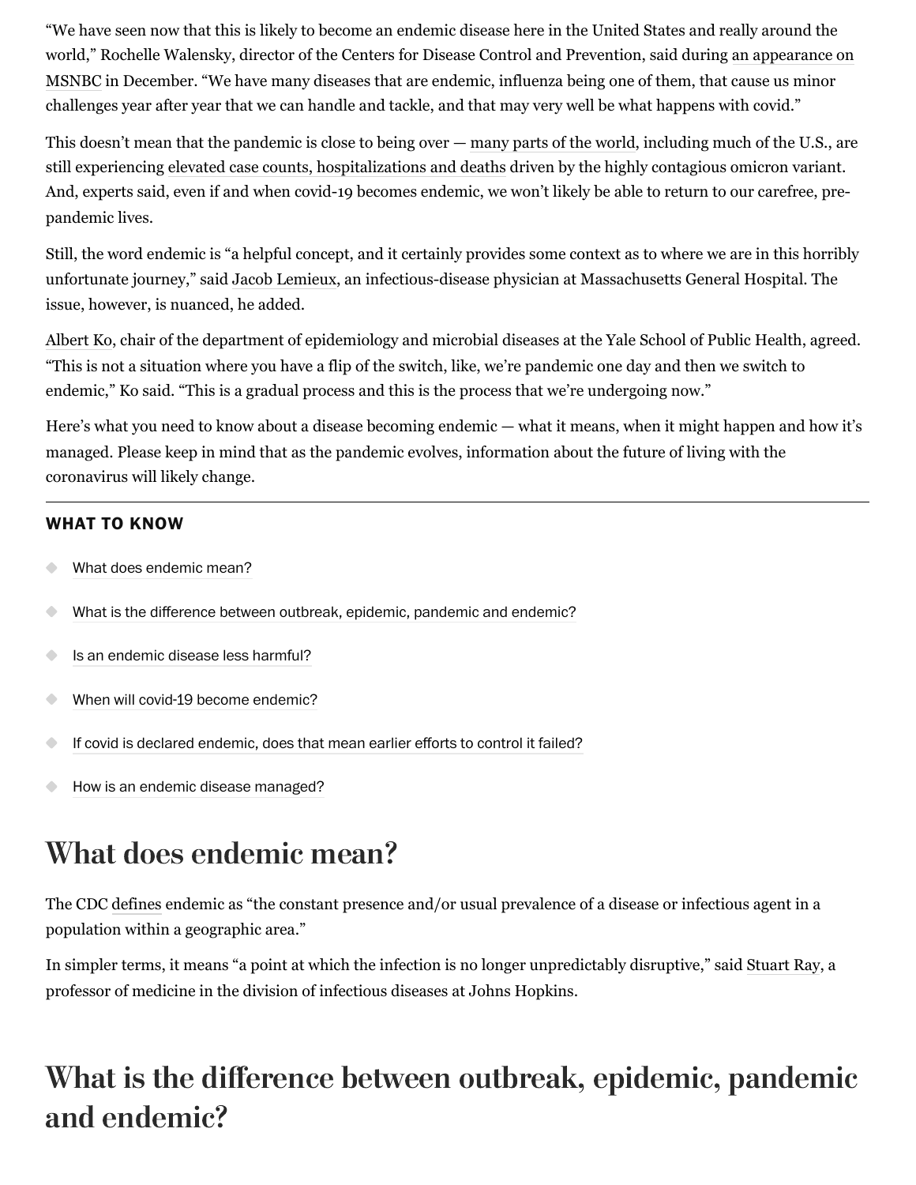"We have seen now that this is likely to become an endemic disease here in the United States and really around the world," Rochelle Walensky, director of the Centers for Disease Control and Prevention, said during an appearance on MSNBC in December. "We have many diseases that are endemic, influenza being one of them, that cause us minor challenges year after year that we can handle and tackle, and that may very well be what happens with covid."

This doesn't mean that the pandemic is close to being over — many parts of the world, including much of the U.S., are still experiencing elevated case counts, hospitalizations and deaths driven by the highly contagious omicron variant. And, experts said, even if and when covid-19 becomes endemic, we won't likely be able to return to our carefree, pre-pandemic lives.

Still, the word endemic is "a helpful concept, and it certainly provides some context as to where we are in this horribly unfortunate journey," said Jacob Lemieux, an infectious-disease physician at Massachusetts General Hospital. The issue, however, is nuanced, he added.

Albert Ko, chair of the department of epidemiology and microbial diseases at the Yale School of Public Health, agreed. "This is not a situation where you have a flip of the switch, like, we're pandemic one day and then we switch to endemic," Ko said. "This is a gradual process and this is the process that we're undergoing now."

Here's what you need to know about a disease becoming endemic — what it means, when it might happen and how it's managed. Please keep in mind that as the pandemic evolves, information about the future of living with the coronavirus will likely change.

---

**WHAT TO KNOW**

- What does endemic mean?
- What is the difference between outbreak, epidemic, pandemic and endemic?
- Is an endemic disease less harmful?
- When will covid-19 become endemic?
- If covid is declared endemic, does that mean earlier efforts to control it failed?
- How is an endemic disease managed?

## What does endemic mean?

The CDC defines endemic as "the constant presence and/or usual prevalence of a disease or infectious agent in a population within a geographic area."

In simpler terms, it means "a point at which the infection is no longer unpredictably disruptive," said Stuart Ray, a professor of medicine in the division of infectious diseases at Johns Hopkins.

## What is the difference between outbreak, epidemic, pandemic and endemic?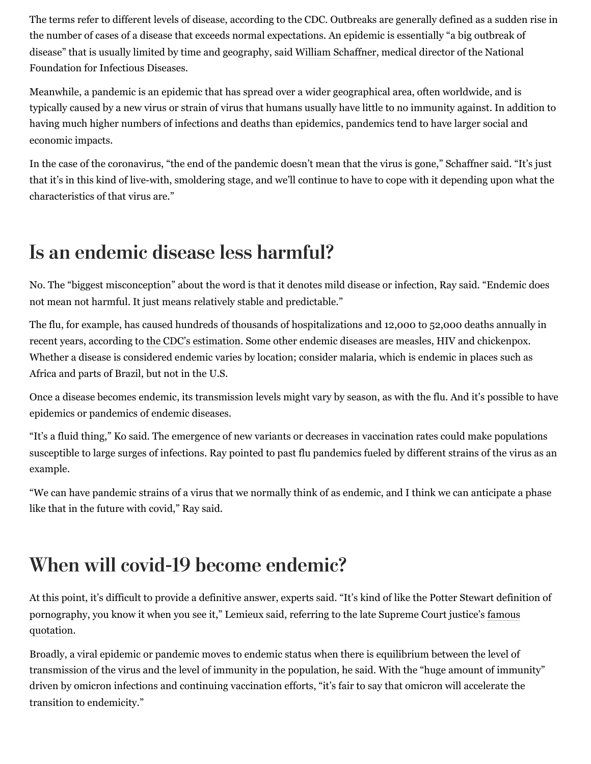The terms refer to different levels of disease, according to the CDC. Outbreaks are generally defined as a sudden rise in the number of cases of a disease that exceeds normal expectations. An epidemic is essentially "a big outbreak of disease" that is usually limited by time and geography, said William Schaffner, medical director of the National Foundation for Infectious Diseases.

Meanwhile, a pandemic is an epidemic that has spread over a wider geographical area, often worldwide, and is typically caused by a new virus or strain of virus that humans usually have little to no immunity against. In addition to having much higher numbers of infections and deaths than epidemics, pandemics tend to have larger social and economic impacts.

In the case of the coronavirus, "the end of the pandemic doesn't mean that the virus is gone," Schaffner said. "It's just that it's in this kind of live-with, smoldering stage, and we'll continue to have to cope with it depending upon what the characteristics of that virus are."

## Is an endemic disease less harmful?

No. The "biggest misconception" about the word is that it denotes mild disease or infection, Ray said. "Endemic does not mean not harmful. It just means relatively stable and predictable."

The flu, for example, has caused hundreds of thousands of hospitalizations and 12,000 to 52,000 deaths annually in recent years, according to the CDC's estimation. Some other endemic diseases are measles, HIV and chickenpox. Whether a disease is considered endemic varies by location; consider malaria, which is endemic in places such as Africa and parts of Brazil, but not in the U.S.

Once a disease becomes endemic, its transmission levels might vary by season, as with the flu. And it's possible to have epidemics or pandemics of endemic diseases.

"It's a fluid thing," Ko said. The emergence of new variants or decreases in vaccination rates could make populations susceptible to large surges of infections. Ray pointed to past flu pandemics fueled by different strains of the virus as an example.

"We can have pandemic strains of a virus that we normally think of as endemic, and I think we can anticipate a phase like that in the future with covid," Ray said.

## When will covid-19 become endemic?

At this point, it's difficult to provide a definitive answer, experts said. "It's kind of like the Potter Stewart definition of pornography, you know it when you see it," Lemieux said, referring to the late Supreme Court justice's famous quotation.

Broadly, a viral epidemic or pandemic moves to endemic status when there is equilibrium between the level of transmission of the virus and the level of immunity in the population, he said. With the "huge amount of immunity" driven by omicron infections and continuing vaccination efforts, "it's fair to say that omicron will accelerate the transition to endemicity."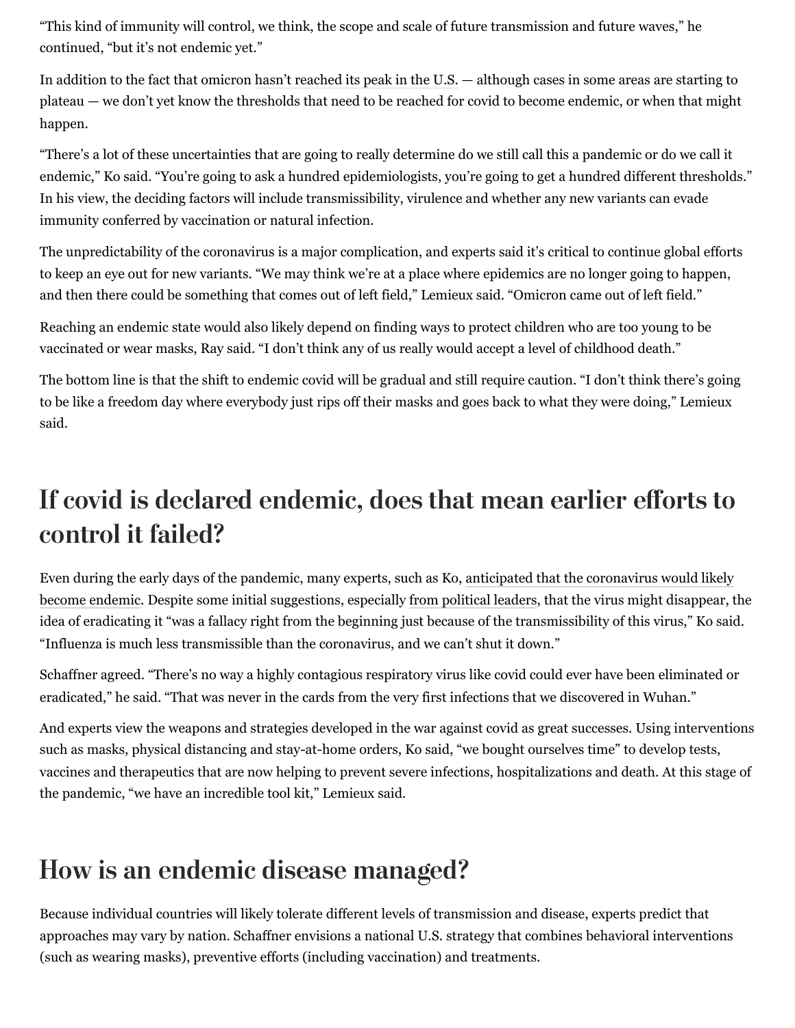"This kind of immunity will control, we think, the scope and scale of future transmission and future waves," he continued, "but it's not endemic yet."

In addition to the fact that omicron hasn't reached its peak in the U.S. — although cases in some areas are starting to plateau — we don't yet know the thresholds that need to be reached for covid to become endemic, or when that might happen.

"There's a lot of these uncertainties that are going to really determine do we still call this a pandemic or do we call it endemic," Ko said. "You're going to ask a hundred epidemiologists, you're going to get a hundred different thresholds." In his view, the deciding factors will include transmissibility, virulence and whether any new variants can evade immunity conferred by vaccination or natural infection.

The unpredictability of the coronavirus is a major complication, and experts said it's critical to continue global efforts to keep an eye out for new variants. "We may think we're at a place where epidemics are no longer going to happen, and then there could be something that comes out of left field," Lemieux said. "Omicron came out of left field."

Reaching an endemic state would also likely depend on finding ways to protect children who are too young to be vaccinated or wear masks, Ray said. "I don't think any of us really would accept a level of childhood death."

The bottom line is that the shift to endemic covid will be gradual and still require caution. "I don't think there's going to be like a freedom day where everybody just rips off their masks and goes back to what they were doing," Lemieux said.

## If covid is declared endemic, does that mean earlier efforts to control it failed?

Even during the early days of the pandemic, many experts, such as Ko, anticipated that the coronavirus would likely become endemic. Despite some initial suggestions, especially from political leaders, that the virus might disappear, the idea of eradicating it "was a fallacy right from the beginning just because of the transmissibility of this virus," Ko said. "Influenza is much less transmissible than the coronavirus, and we can't shut it down."

Schaffner agreed. "There's no way a highly contagious respiratory virus like covid could ever have been eliminated or eradicated," he said. "That was never in the cards from the very first infections that we discovered in Wuhan."

And experts view the weapons and strategies developed in the war against covid as great successes. Using interventions such as masks, physical distancing and stay-at-home orders, Ko said, "we bought ourselves time" to develop tests, vaccines and therapeutics that are now helping to prevent severe infections, hospitalizations and death. At this stage of the pandemic, "we have an incredible tool kit," Lemieux said.

## How is an endemic disease managed?

Because individual countries will likely tolerate different levels of transmission and disease, experts predict that approaches may vary by nation. Schaffner envisions a national U.S. strategy that combines behavioral interventions (such as wearing masks), preventive efforts (including vaccination) and treatments.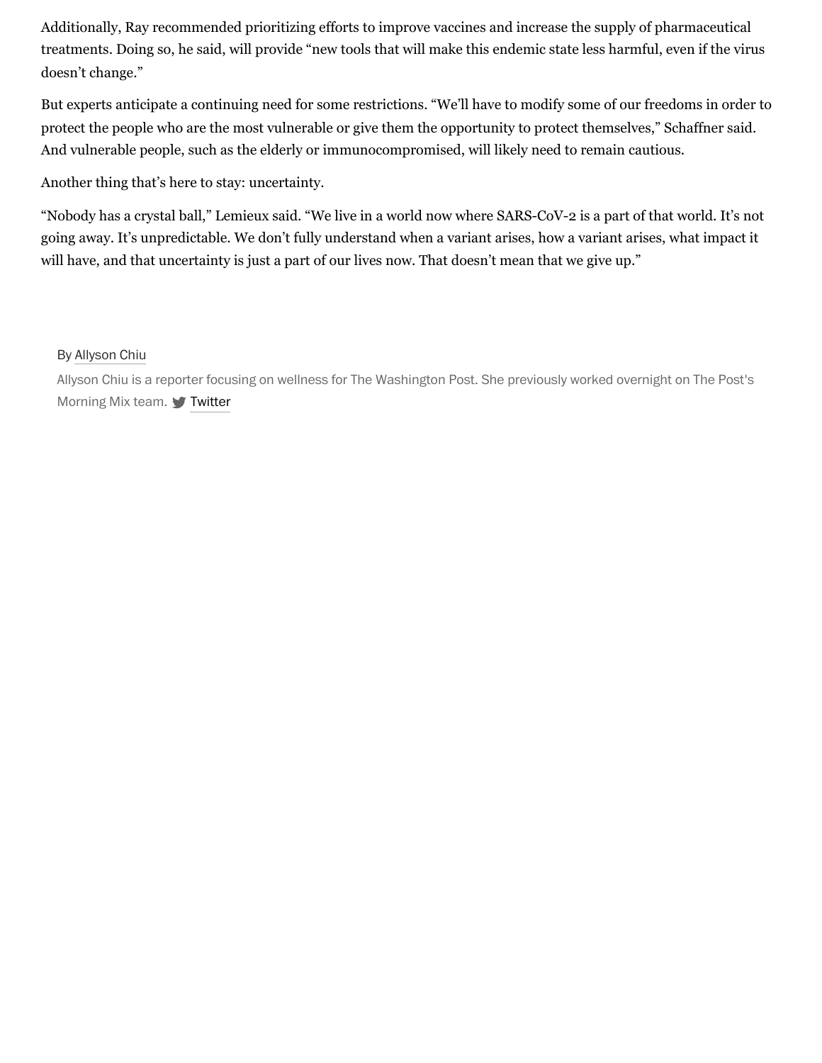Additionally, Ray recommended prioritizing efforts to improve vaccines and increase the supply of pharmaceutical treatments. Doing so, he said, will provide "new tools that will make this endemic state less harmful, even if the virus doesn't change."

But experts anticipate a continuing need for some restrictions. "We'll have to modify some of our freedoms in order to protect the people who are the most vulnerable or give them the opportunity to protect themselves," Schaffner said. And vulnerable people, such as the elderly or immunocompromised, will likely need to remain cautious.

Another thing that's here to stay: uncertainty.

"Nobody has a crystal ball," Lemieux said. "We live in a world now where SARS-CoV-2 is a part of that world. It's not going away. It's unpredictable. We don't fully understand when a variant arises, how a variant arises, what impact it will have, and that uncertainty is just a part of our lives now. That doesn't mean that we give up."

By Allyson Chiu

Allyson Chiu is a reporter focusing on wellness for The Washington Post. She previously worked overnight on The Post's Morning Mix team. Twitter